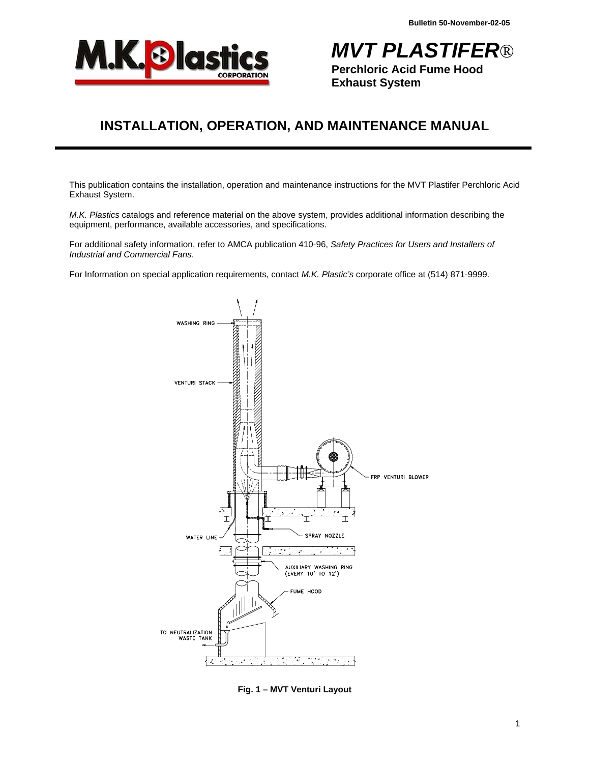Bulletin 50-November-02-05

# *MVT PLASTIFER*®

**Perchloric Acid Fume Hood Exhaust System**

## INSTALLATION, OPERATION, AND MAINTENANCE MANUAL

This publication contains the installation, operation and maintenance instructions for the MVT Plastifer Perchloric Acid Exhaust System.

*M.K. Plastics* catalogs and reference material on the above system, provides additional information describing the equipment, performance, available accessories, and specifications.

For additional safety information, refer to AMCA publication 410-96, *Safety Practices for Users and Installers of Industrial and Commercial Fans*.

For Information on special application requirements, contact *M.K. Plastic's* corporate office at (514) 871-9999.

WASHING RING

VENTURI STACK

FRP VENTURI BLOWER

WATER LINE

SPRAY NOZZLE

AUXILIARY WASHING RING (EVERY 10' TO 12')

FUME HOOD

TO NEUTRALIZATION WASTE TANK

**Fig. 1 – MVT Venturi Layout**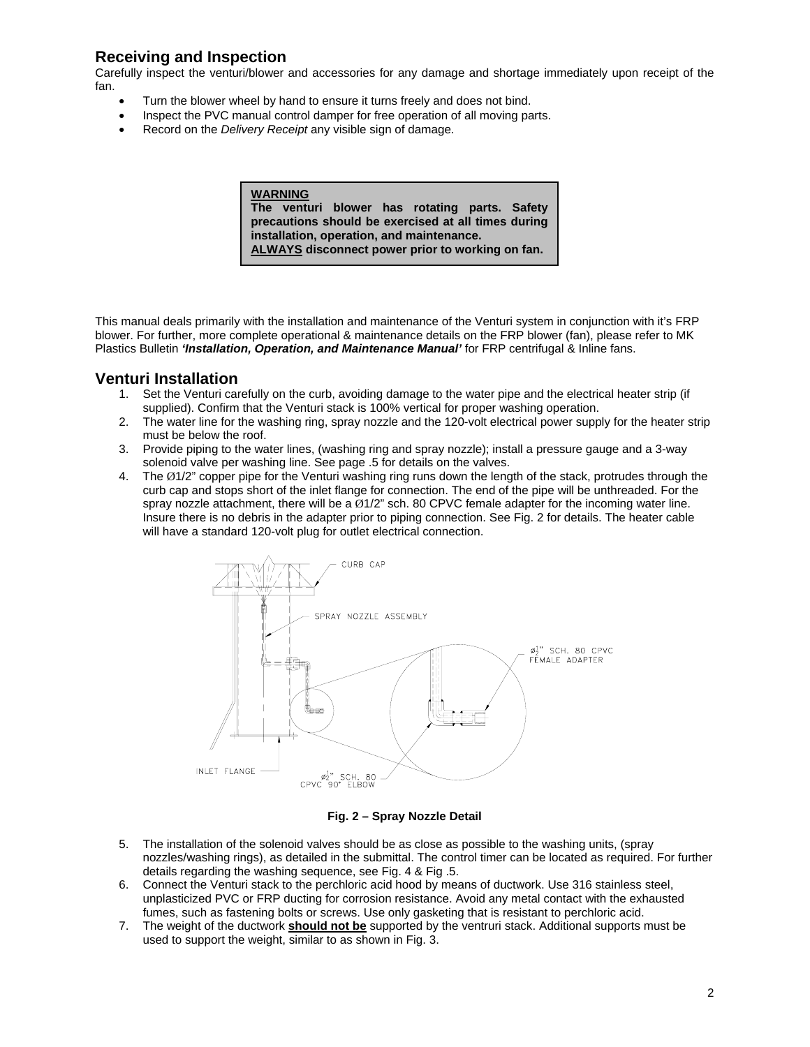## Receiving and Inspection

Carefully inspect the venturi/blower and accessories for any damage and shortage immediately upon receipt of the fan.

- Turn the blower wheel by hand to ensure it turns freely and does not bind.
- Inspect the PVC manual control damper for free operation of all moving parts.
- Record on the *Delivery Receipt* any visible sign of damage.

> **WARNING**
> **The venturi blower has rotating parts. Safety precautions should be exercised at all times during installation, operation, and maintenance.**
> **ALWAYS disconnect power prior to working on fan.**

This manual deals primarily with the installation and maintenance of the Venturi system in conjunction with it's FRP blower. For further, more complete operational & maintenance details on the FRP blower (fan), please refer to MK Plastics Bulletin ***'Installation, Operation, and Maintenance Manual'*** for FRP centrifugal & Inline fans.

## Venturi Installation

1. Set the Venturi carefully on the curb, avoiding damage to the water pipe and the electrical heater strip (if supplied). Confirm that the Venturi stack is 100% vertical for proper washing operation.
2. The water line for the washing ring, spray nozzle and the 120-volt electrical power supply for the heater strip must be below the roof.
3. Provide piping to the water lines, (washing ring and spray nozzle); install a pressure gauge and a 3-way solenoid valve per washing line. See page .5 for details on the valves.
4. The Ø1/2" copper pipe for the Venturi washing ring runs down the length of the stack, protrudes through the curb cap and stops short of the inlet flange for connection. The end of the pipe will be unthreaded. For the spray nozzle attachment, there will be a Ø1/2" sch. 80 CPVC female adapter for the incoming water line. Insure there is no debris in the adapter prior to piping connection. See Fig. 2 for details. The heater cable will have a standard 120-volt plug for outlet electrical connection.

CURB CAP
SPRAY NOZZLE ASSEMBLY
Ø½" SCH. 80 CPVC FEMALE ADAPTER
INLET FLANGE
Ø½" SCH. 80 CPVC 90° ELBOW

**Fig. 2 – Spray Nozzle Detail**

5. The installation of the solenoid valves should be as close as possible to the washing units, (spray nozzles/washing rings), as detailed in the submittal. The control timer can be located as required. For further details regarding the washing sequence, see Fig. 4 & Fig .5.
6. Connect the Venturi stack to the perchloric acid hood by means of ductwork. Use 316 stainless steel, unplasticized PVC or FRP ducting for corrosion resistance. Avoid any metal contact with the exhausted fumes, such as fastening bolts or screws. Use only gasketing that is resistant to perchloric acid.
7. The weight of the ductwork **should not be** supported by the ventruri stack. Additional supports must be used to support the weight, similar to as shown in Fig. 3.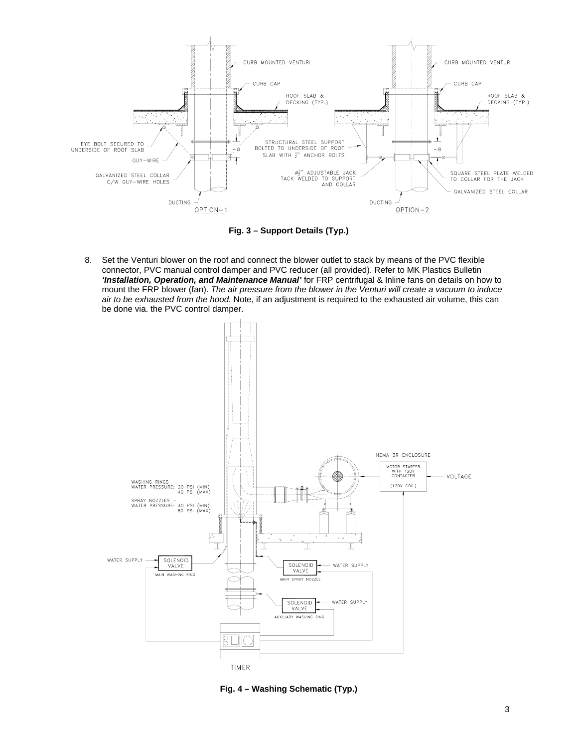Fig. 3 – Support Details (Typ.)

8. Set the Venturi blower on the roof and connect the blower outlet to stack by means of the PVC flexible connector, PVC manual control damper and PVC reducer (all provided). Refer to MK Plastics Bulletin ***'Installation, Operation, and Maintenance Manual'*** for FRP centrifugal & Inline fans on details on how to mount the FRP blower (fan). *The air pressure from the blower in the Venturi will create a vacuum to induce air to be exhausted from the hood.* Note, if an adjustment is required to the exhausted air volume, this can be done via. the PVC control damper.

Fig. 4 – Washing Schematic (Typ.)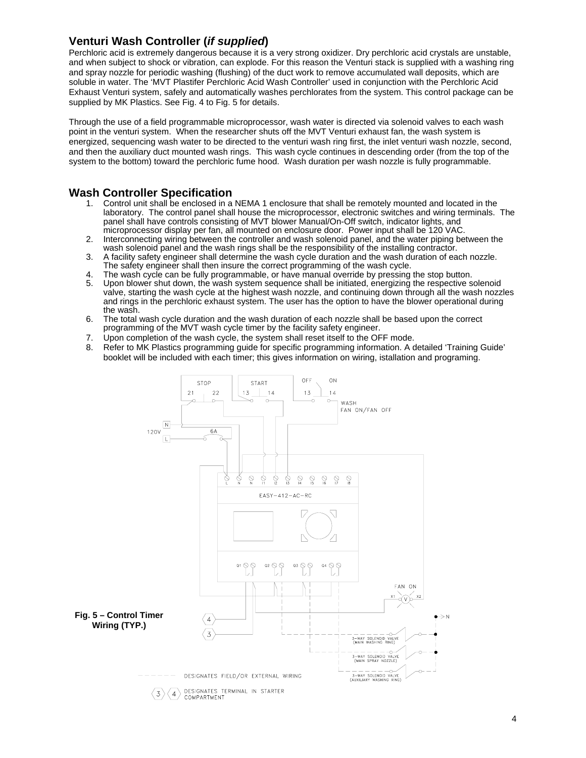## Venturi Wash Controller (*if supplied*)

Perchloric acid is extremely dangerous because it is a very strong oxidizer. Dry perchloric acid crystals are unstable, and when subject to shock or vibration, can explode. For this reason the Venturi stack is supplied with a washing ring and spray nozzle for periodic washing (flushing) of the duct work to remove accumulated wall deposits, which are soluble in water. The 'MVT Plastifer Perchloric Acid Wash Controller' used in conjunction with the Perchloric Acid Exhaust Venturi system, safely and automatically washes perchlorates from the system. This control package can be supplied by MK Plastics. See Fig. 4 to Fig. 5 for details.

Through the use of a field programmable microprocessor, wash water is directed via solenoid valves to each wash point in the venturi system. When the researcher shuts off the MVT Venturi exhaust fan, the wash system is energized, sequencing wash water to be directed to the venturi wash ring first, the inlet venturi wash nozzle, second, and then the auxiliary duct mounted wash rings. This wash cycle continues in descending order (from the top of the system to the bottom) toward the perchloric fume hood. Wash duration per wash nozzle is fully programmable.

## Wash Controller Specification

1. Control unit shall be enclosed in a NEMA 1 enclosure that shall be remotely mounted and located in the laboratory. The control panel shall house the microprocessor, electronic switches and wiring terminals. The panel shall have controls consisting of MVT blower Manual/On-Off switch, indicator lights, and microprocessor display per fan, all mounted on enclosure door. Power input shall be 120 VAC.
2. Interconnecting wiring between the controller and wash solenoid panel, and the water piping between the wash solenoid panel and the wash rings shall be the responsibility of the installing contractor.
3. A facility safety engineer shall determine the wash cycle duration and the wash duration of each nozzle. The safety engineer shall then insure the correct programming of the wash cycle.
4. The wash cycle can be fully programmable, or have manual override by pressing the stop button.
5. Upon blower shut down, the wash system sequence shall be initiated, energizing the respective solenoid valve, starting the wash cycle at the highest wash nozzle, and continuing down through all the wash nozzles and rings in the perchloric exhaust system. The user has the option to have the blower operational during the wash.
6. The total wash cycle duration and the wash duration of each nozzle shall be based upon the correct programming of the MVT wash cycle timer by the facility safety engineer.
7. Upon completion of the wash cycle, the system shall reset itself to the OFF mode.
8. Refer to MK Plastics programming guide for specific programming information. A detailed 'Training Guide' booklet will be included with each timer; this gives information on wiring, istallation and programing.

**Fig. 5 – Control Timer Wiring (TYP.)**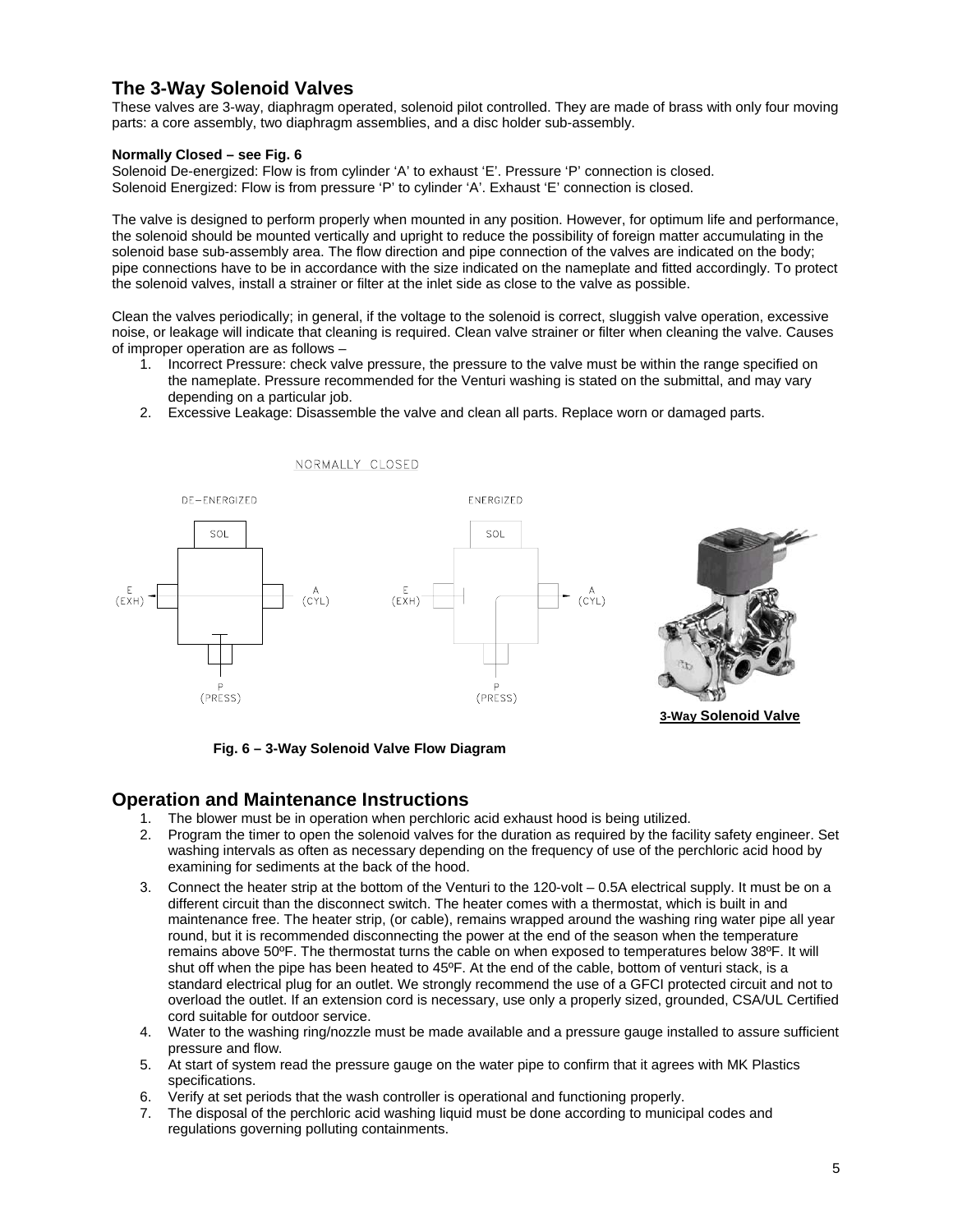## The 3-Way Solenoid Valves

These valves are 3-way, diaphragm operated, solenoid pilot controlled. They are made of brass with only four moving parts: a core assembly, two diaphragm assemblies, and a disc holder sub-assembly.

**Normally Closed – see Fig. 6**

Solenoid De-energized: Flow is from cylinder 'A' to exhaust 'E'. Pressure 'P' connection is closed.
Solenoid Energized: Flow is from pressure 'P' to cylinder 'A'. Exhaust 'E' connection is closed.

The valve is designed to perform properly when mounted in any position. However, for optimum life and performance, the solenoid should be mounted vertically and upright to reduce the possibility of foreign matter accumulating in the solenoid base sub-assembly area. The flow direction and pipe connection of the valves are indicated on the body; pipe connections have to be in accordance with the size indicated on the nameplate and fitted accordingly. To protect the solenoid valves, install a strainer or filter at the inlet side as close to the valve as possible.

Clean the valves periodically; in general, if the voltage to the solenoid is correct, sluggish valve operation, excessive noise, or leakage will indicate that cleaning is required. Clean valve strainer or filter when cleaning the valve. Causes of improper operation are as follows –

1. Incorrect Pressure: check valve pressure, the pressure to the valve must be within the range specified on the nameplate. Pressure recommended for the Venturi washing is stated on the submittal, and may vary depending on a particular job.
2. Excessive Leakage: Disassemble the valve and clean all parts. Replace worn or damaged parts.

NORMALLY CLOSED

DE-ENERGIZED — SOL — E (EXH) — A (CYL) — P (PRESS)

ENERGIZED — SOL — E (EXH) — A (CYL) — P (PRESS)

**3-Way Solenoid Valve**

**Fig. 6 – 3-Way Solenoid Valve Flow Diagram**

## Operation and Maintenance Instructions

1. The blower must be in operation when perchloric acid exhaust hood is being utilized.
2. Program the timer to open the solenoid valves for the duration as required by the facility safety engineer. Set washing intervals as often as necessary depending on the frequency of use of the perchloric acid hood by examining for sediments at the back of the hood.
3. Connect the heater strip at the bottom of the Venturi to the 120-volt – 0.5A electrical supply. It must be on a different circuit than the disconnect switch. The heater comes with a thermostat, which is built in and maintenance free. The heater strip, (or cable), remains wrapped around the washing ring water pipe all year round, but it is recommended disconnecting the power at the end of the season when the temperature remains above 50ºF. The thermostat turns the cable on when exposed to temperatures below 38ºF. It will shut off when the pipe has been heated to 45ºF. At the end of the cable, bottom of venturi stack, is a standard electrical plug for an outlet. We strongly recommend the use of a GFCI protected circuit and not to overload the outlet. If an extension cord is necessary, use only a properly sized, grounded, CSA/UL Certified cord suitable for outdoor service.
4. Water to the washing ring/nozzle must be made available and a pressure gauge installed to assure sufficient pressure and flow.
5. At start of system read the pressure gauge on the water pipe to confirm that it agrees with MK Plastics specifications.
6. Verify at set periods that the wash controller is operational and functioning properly.
7. The disposal of the perchloric acid washing liquid must be done according to municipal codes and regulations governing polluting containments.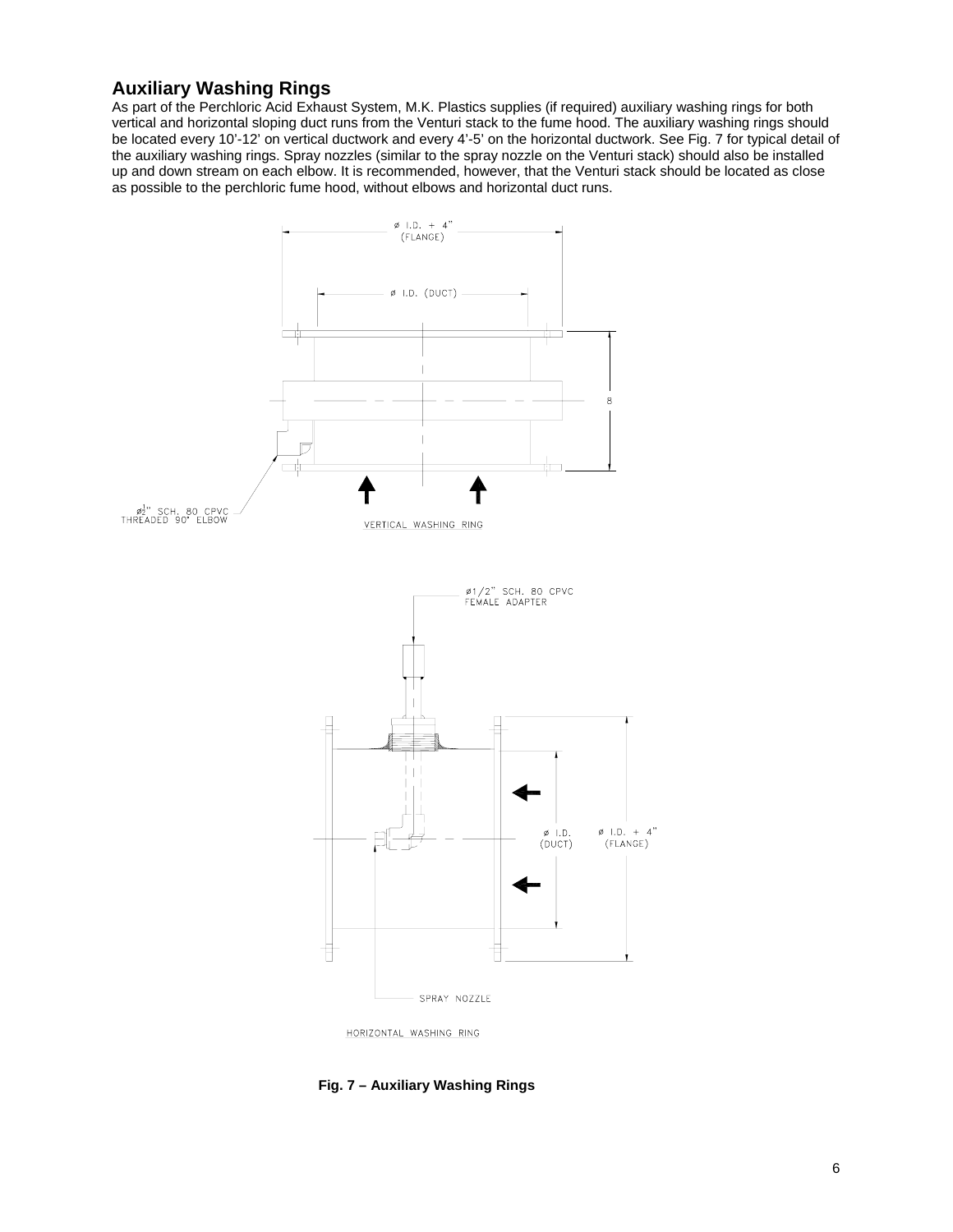## Auxiliary Washing Rings

As part of the Perchloric Acid Exhaust System, M.K. Plastics supplies (if required) auxiliary washing rings for both vertical and horizontal sloping duct runs from the Venturi stack to the fume hood. The auxiliary washing rings should be located every 10'-12' on vertical ductwork and every 4'-5' on the horizontal ductwork. See Fig. 7 for typical detail of the auxiliary washing rings. Spray nozzles (similar to the spray nozzle on the Venturi stack) should also be installed up and down stream on each elbow. It is recommended, however, that the Venturi stack should be located as close as possible to the perchloric fume hood, without elbows and horizontal duct runs.

Ø I.D. + 4"
(FLANGE)

Ø I.D. (DUCT)

8

Ø½" SCH. 80 CPVC
THREADED 90° ELBOW

VERTICAL WASHING RING

Ø1/2" SCH. 80 CPVC
FEMALE ADAPTER

Ø I.D.
(DUCT)

Ø I.D. + 4"
(FLANGE)

SPRAY NOZZLE

HORIZONTAL WASHING RING

**Fig. 7 – Auxiliary Washing Rings**